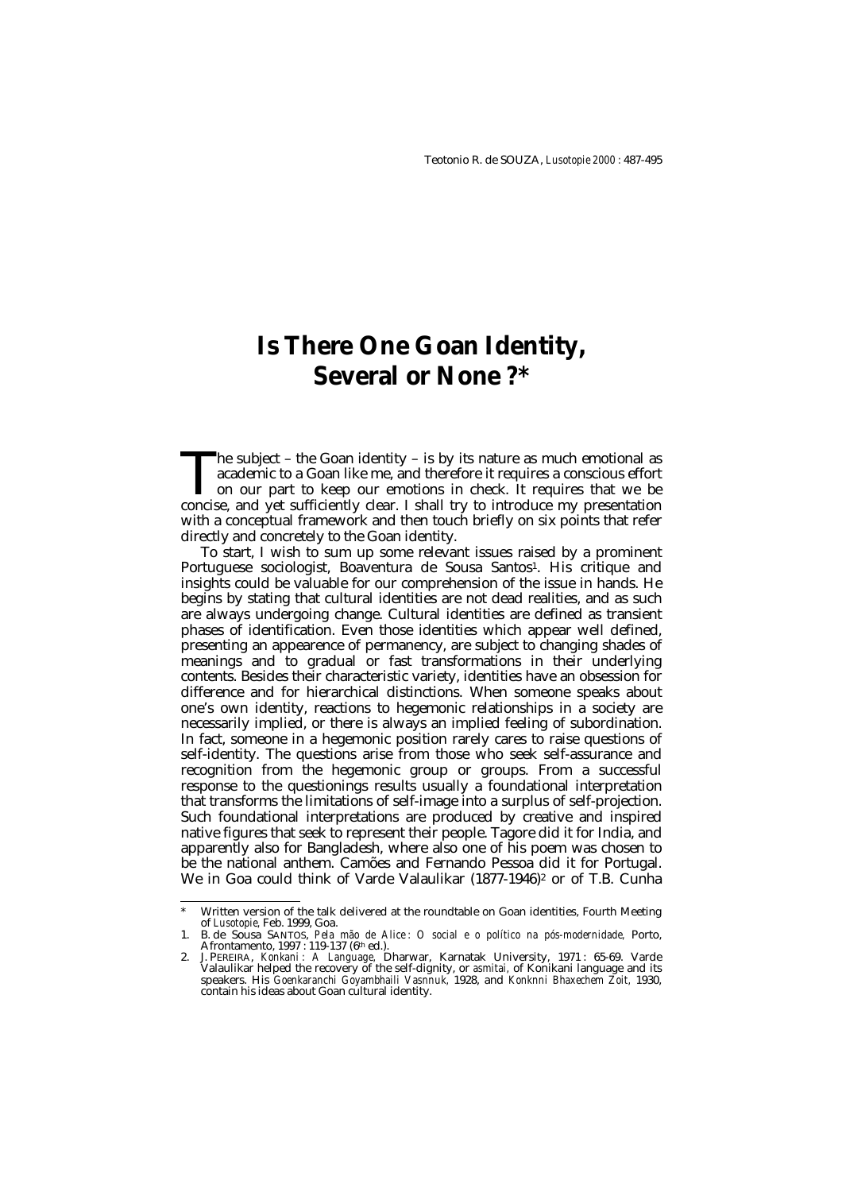# Is There One Goan Identity, Several or None ?*

The subject – the Goan identity – is by its nature as much emotional as academic to a Goan like me, and therefore it requires a conscious effort on our part to keep our emotions in check. It requires that we be concise, and yet sufficiently clear. I shall try to introduce my presentation with a conceptual framework and then touch briefly on six points that refer directly and concretely to the Goan identity.

To start, I wish to sum up some relevant issues raised by a prominent Portuguese sociologist, Boaventura de Sousa Santos[1]. His critique and insights could be valuable for our comprehension of the issue in hands. He begins by stating that cultural identities are not dead realities, and as such are always undergoing change. Cultural identities are defined as transient phases of identification. Even those identities which appear well defined, presenting an appearence of permanency, are subject to changing shades of meanings and to gradual or fast transformations in their underlying contents. Besides their characteristic variety, identities have an obsession for difference and for hierarchical distinctions. When someone speaks about one's own identity, reactions to hegemonic relationships in a society are necessarily implied, or there is always an implied feeling of subordination. In fact, someone in a hegemonic position rarely cares to raise questions of self-identity. The questions arise from those who seek self-assurance and recognition from the hegemonic group or groups. From a successful response to the questionings results usually a foundational interpretation that transforms the limitations of self-image into a surplus of self-projection. Such foundational interpretations are produced by creative and inspired native figures that seek to represent their people. Tagore did it for India, and apparently also for Bangladesh, where also one of his poem was chosen to be the national anthem. Camões and Fernando Pessoa did it for Portugal. We in Goa could think of Varde Valaulikar (1877-1946)[2] or of T.B. Cunha

---

\* Written version of the talk delivered at the roundtable on Goan identities, Fourth Meeting of *Lusotopie*, Feb. 1999, Goa.

1. B. de Sousa SANTOS, *Pela mão de Alice : O social e o político na pós-modernidade*, Porto, Afrontamento, 1997 : 119-137 (6th ed.).
2. J. PEREIRA, *Konkani : A Language*, Dharwar, Karnatak University, 1971 : 65-69. Varde Valaulikar helped the recovery of the self-dignity, or *asmitai*, of Konikani language and its speakers. His *Goenkaranchi Goyambhaili Vasnnuk*, 1928, and *Konknni Bhaxechem Zoit*, 1930, contain his ideas about Goan cultural identity.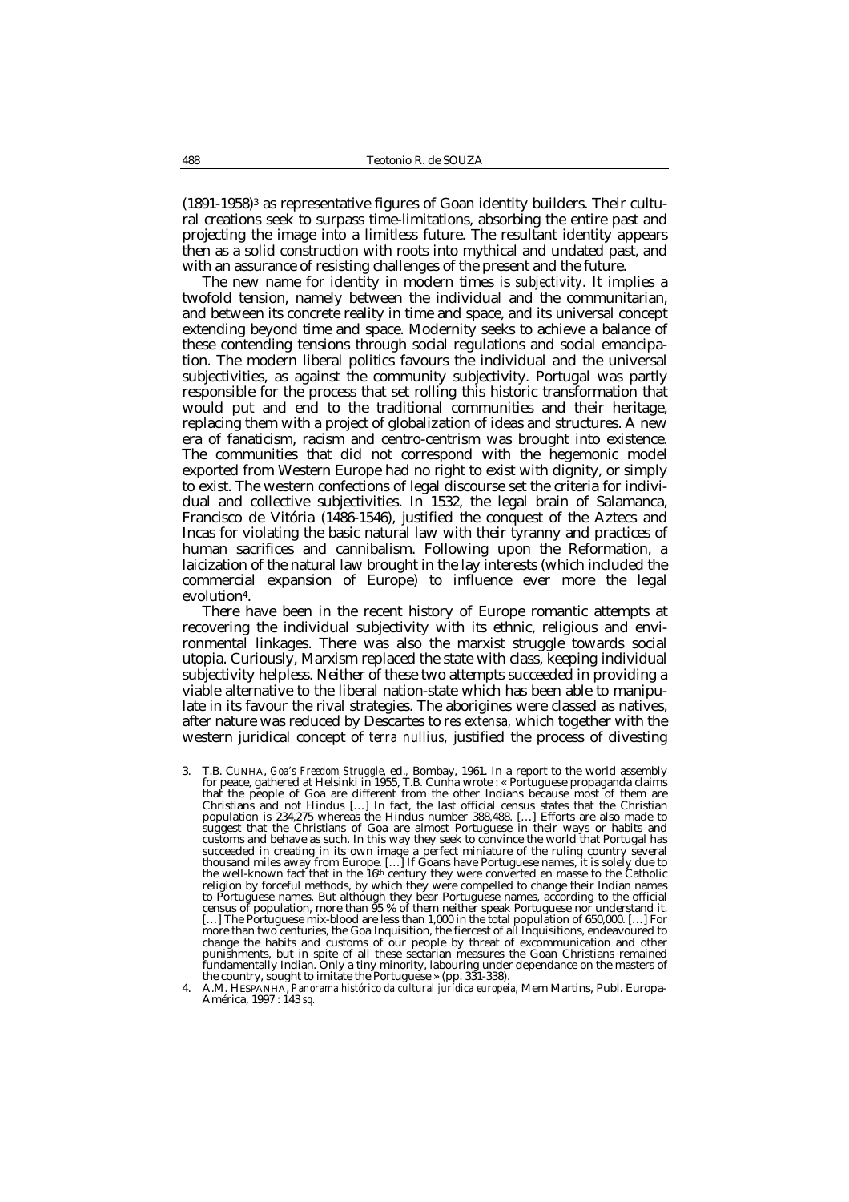(1891-1958)[3] as representative figures of Goan identity builders. Their cultural creations seek to surpass time-limitations, absorbing the entire past and projecting the image into a limitless future. The resultant identity appears then as a solid construction with roots into mythical and undated past, and with an assurance of resisting challenges of the present and the future.

The new name for identity in modern times is *subjectivity.* It implies a twofold tension, namely between the individual and the communitarian, and between its concrete reality in time and space, and its universal concept extending beyond time and space. Modernity seeks to achieve a balance of these contending tensions through social regulations and social emancipation. The modern liberal politics favours the individual and the universal subjectivities, as against the community subjectivity. Portugal was partly responsible for the process that set rolling this historic transformation that would put and end to the traditional communities and their heritage, replacing them with a project of globalization of ideas and structures. A new era of fanaticism, racism and centro-centrism was brought into existence. The communities that did not correspond with the hegemonic model exported from Western Europe had no right to exist with dignity, or simply to exist. The western confections of legal discourse set the criteria for individual and collective subjectivities. In 1532, the legal brain of Salamanca, Francisco de Vitória (1486-1546), justified the conquest of the Aztecs and Incas for violating the basic natural law with their tyranny and practices of human sacrifices and cannibalism. Following upon the Reformation, a laicization of the natural law brought in the lay interests (which included the commercial expansion of Europe) to influence ever more the legal evolution[4].

There have been in the recent history of Europe romantic attempts at recovering the individual subjectivity with its ethnic, religious and environmental linkages. There was also the marxist struggle towards social utopia. Curiously, Marxism replaced the state with class, keeping individual subjectivity helpless. Neither of these two attempts succeeded in providing a viable alternative to the liberal nation-state which has been able to manipulate in its favour the rival strategies. The aborigines were classed as natives, after nature was reduced by Descartes to *res extensa,* which together with the western juridical concept of *terra nullius,* justified the process of divesting

---

3. T.B. CUNHA, *Goa's Freedom Struggle,* ed., Bombay, 1961. In a report to the world assembly for peace, gathered at Helsinki in 1955, T.B. Cunha wrote : « Portuguese propaganda claims that the people of Goa are different from the other Indians because most of them are Christians and not Hindus […] In fact, the last official census states that the Christian population is 234,275 whereas the Hindus number 388,488. […] Efforts are also made to suggest that the Christians of Goa are almost Portuguese in their ways or habits and customs and behave as such. In this way they seek to convince the world that Portugal has succeeded in creating in its own image a perfect miniature of the ruling country several thousand miles away from Europe. […] If Goans have Portuguese names, it is solely due to the well-known fact that in the 16th century they were converted en masse to the Catholic religion by forceful methods, by which they were compelled to change their Indian names to Portuguese names. But although they bear Portuguese names, according to the official census of population, more than 95 % of them neither speak Portuguese nor understand it. […] The Portuguese mix-blood are less than 1,000 in the total population of 650,000. […] For more than two centuries, the Goa Inquisition, the fiercest of all Inquisitions, endeavoured to change the habits and customs of our people by threat of excommunication and other punishments, but in spite of all these sectarian measures the Goan Christians remained fundamentally Indian. Only a tiny minority, labouring under dependance on the masters of the country, sought to imitate the Portuguese » (pp. 331-338).

4. A.M. HESPANHA, *Panorama histórico da cultural jurídica europeia,* Mem Martins, Publ. Europa-América, 1997 : 143 *sq.*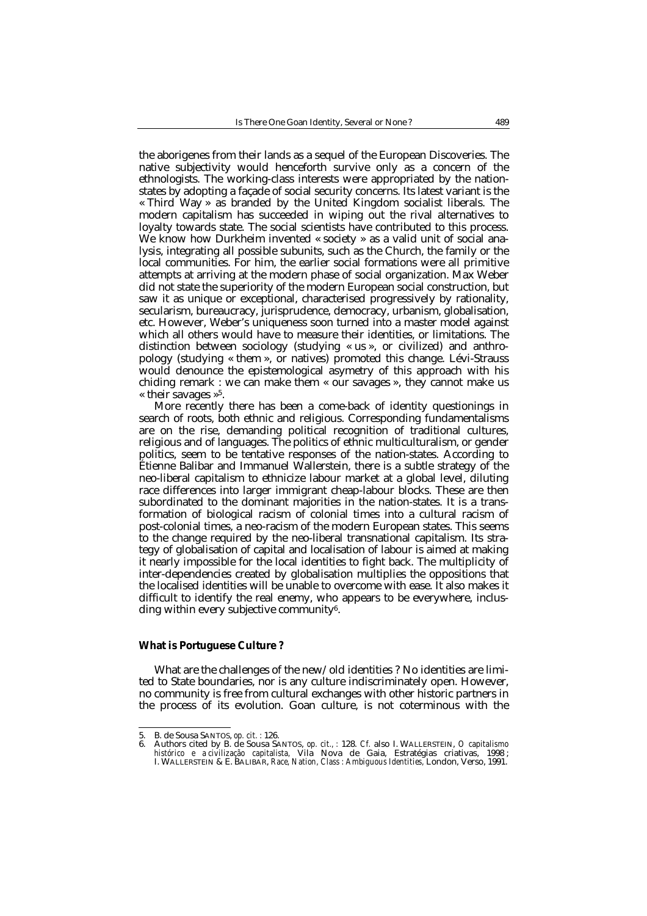the aborigenes from their lands as a sequel of the European Discoveries. The native subjectivity would henceforth survive only as a concern of the ethnologists. The working-class interests were appropriated by the nation-states by adopting a façade of social security concerns. Its latest variant is the « Third Way » as branded by the United Kingdom socialist liberals. The modern capitalism has succeeded in wiping out the rival alternatives to loyalty towards state. The social scientists have contributed to this process. We know how Durkheim invented « society » as a valid unit of social analysis, integrating all possible subunits, such as the Church, the family or the local communities. For him, the earlier social formations were all primitive attempts at arriving at the modern phase of social organization. Max Weber did not state the superiority of the modern European social construction, but saw it as unique or exceptional, characterised progressively by rationality, secularism, bureaucracy, jurisprudence, democracy, urbanism, globalisation, etc. However, Weber's uniqueness soon turned into a master model against which all others would have to measure their identities, or limitations. The distinction between sociology (studying « us », or civilized) and anthropology (studying « them », or natives) promoted this change. Lévi-Strauss would denounce the epistemological asymetry of this approach with his chiding remark : we can make them « our savages », they cannot make us « their savages »[5].

More recently there has been a come-back of identity questionings in search of roots, both ethnic and religious. Corresponding fundamentalisms are on the rise, demanding political recognition of traditional cultures, religious and of languages. The politics of ethnic multiculturalism, or gender politics, seem to be tentative responses of the nation-states. According to Étienne Balibar and Immanuel Wallerstein, there is a subtle strategy of the neo-liberal capitalism to ethnicize labour market at a global level, diluting race differences into larger immigrant cheap-labour blocks. These are then subordinated to the dominant majorities in the nation-states. It is a transformation of biological racism of colonial times into a cultural racism of post-colonial times, a neo-racism of the modern European states. This seems to the change required by the neo-liberal transnational capitalism. Its strategy of globalisation of capital and localisation of labour is aimed at making it nearly impossible for the local identities to fight back. The multiplicity of inter-dependencies created by globalisation multiplies the oppositions that the localised identities will be unable to overcome with ease. It also makes it difficult to identify the real enemy, who appears to be everywhere, inclusding within every subjective community[6].

**What is Portuguese Culture ?**

What are the challenges of the new/old identities ? No identities are limited to State boundaries, nor is any culture indiscriminately open. However, no community is free from cultural exchanges with other historic partners in the process of its evolution. Goan culture, is not coterminous with the

---

5. B. de Sousa SANTOS, *op. cit.* : 126.
6. Authors cited by B. de Sousa SANTOS, *op. cit.*, : 128. *Cf.* also I. WALLERSTEIN, *O capitalismo histórico e a civilização capitalista*, Vila Nova de Gaia, Estratégias criativas, 1998 ; I. WALLERSTEIN & E. BALIBAR, *Race, Nation, Class : Ambiguous Identities*, London, Verso, 1991.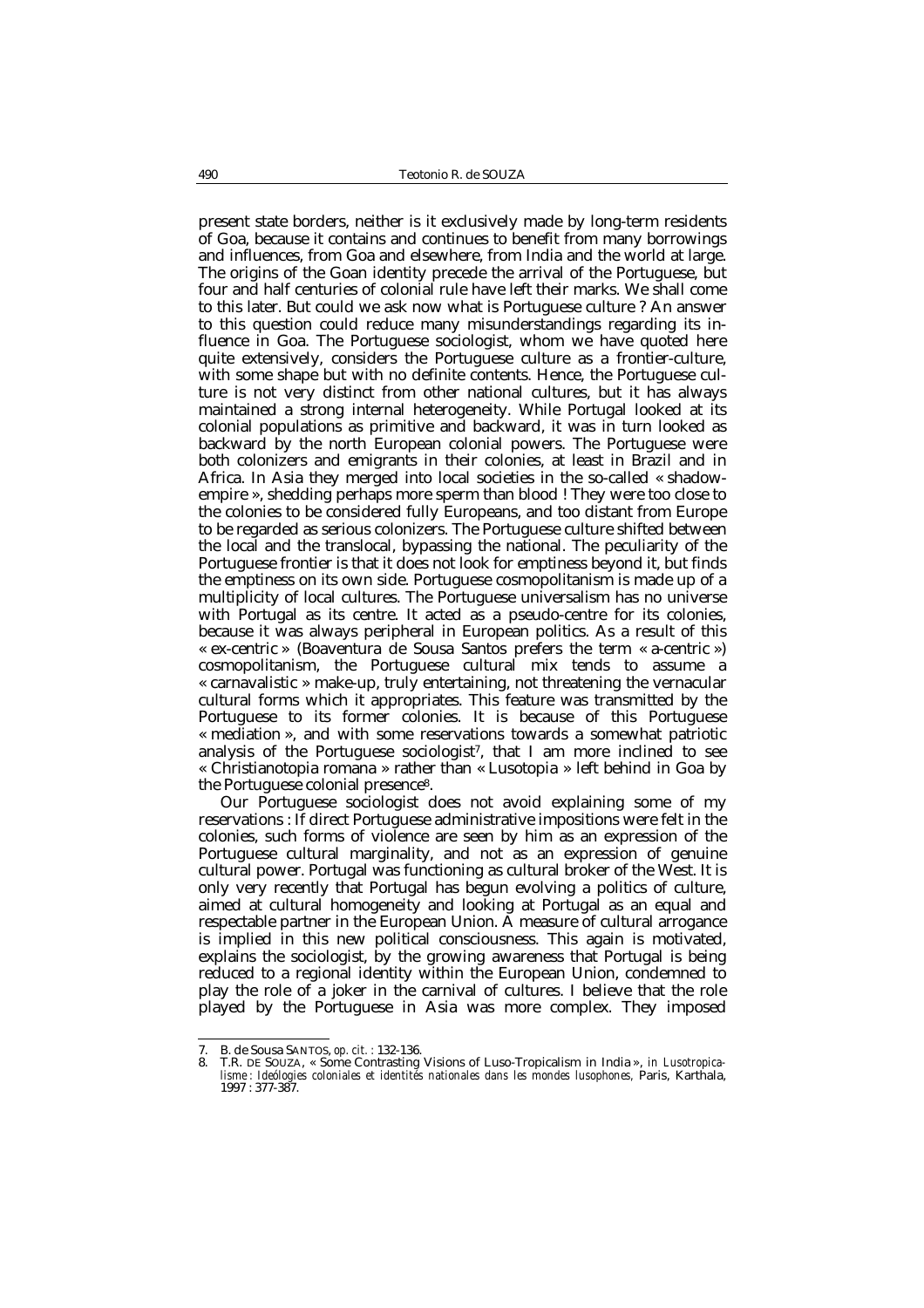present state borders, neither is it exclusively made by long-term residents of Goa, because it contains and continues to benefit from many borrowings and influences, from Goa and elsewhere, from India and the world at large. The origins of the Goan identity precede the arrival of the Portuguese, but four and half centuries of colonial rule have left their marks. We shall come to this later. But could we ask now what is Portuguese culture ? An answer to this question could reduce many misunderstandings regarding its influence in Goa. The Portuguese sociologist, whom we have quoted here quite extensively, considers the Portuguese culture as a frontier-culture, with some shape but with no definite contents. Hence, the Portuguese culture is not very distinct from other national cultures, but it has always maintained a strong internal heterogeneity. While Portugal looked at its colonial populations as primitive and backward, it was in turn looked as backward by the north European colonial powers. The Portuguese were both colonizers and emigrants in their colonies, at least in Brazil and in Africa. In Asia they merged into local societies in the so-called « shadow-empire », shedding perhaps more sperm than blood ! They were too close to the colonies to be considered fully Europeans, and too distant from Europe to be regarded as serious colonizers. The Portuguese culture shifted between the local and the translocal, bypassing the national. The peculiarity of the Portuguese frontier is that it does not look for emptiness beyond it, but finds the emptiness on its own side. Portuguese cosmopolitanism is made up of a multiplicity of local cultures. The Portuguese universalism has no universe with Portugal as its centre. It acted as a pseudo-centre for its colonies, because it was always peripheral in European politics. As a result of this « ex-centric » (Boaventura de Sousa Santos prefers the term « a-centric ») cosmopolitanism, the Portuguese cultural mix tends to assume a « carnavalistic » make-up, truly entertaining, not threatening the vernacular cultural forms which it appropriates. This feature was transmitted by the Portuguese to its former colonies. It is because of this Portuguese « mediation », and with some reservations towards a somewhat patriotic analysis of the Portuguese sociologist[7], that I am more inclined to see « Christianotopia romana » rather than « Lusotopia » left behind in Goa by the Portuguese colonial presence[8].

Our Portuguese sociologist does not avoid explaining some of my reservations : If direct Portuguese administrative impositions were felt in the colonies, such forms of violence are seen by him as an expression of the Portuguese cultural marginality, and not as an expression of genuine cultural power. Portugal was functioning as cultural broker of the West. It is only very recently that Portugal has begun evolving a politics of culture, aimed at cultural homogeneity and looking at Portugal as an equal and respectable partner in the European Union. A measure of cultural arrogance is implied in this new political consciousness. This again is motivated, explains the sociologist, by the growing awareness that Portugal is being reduced to a regional identity within the European Union, condemned to play the role of a joker in the carnival of cultures. I believe that the role played by the Portuguese in Asia was more complex. They imposed

---

7. B. de Sousa SANTOS, *op. cit.* : 132-136.
8. T.R. DE SOUZA, « Some Contrasting Visions of Luso-Tropicalism in India », *in Lusotropicalisme : Idéologies coloniales et identités nationales dans les mondes lusophones*, Paris, Karthala, 1997 : 377-387.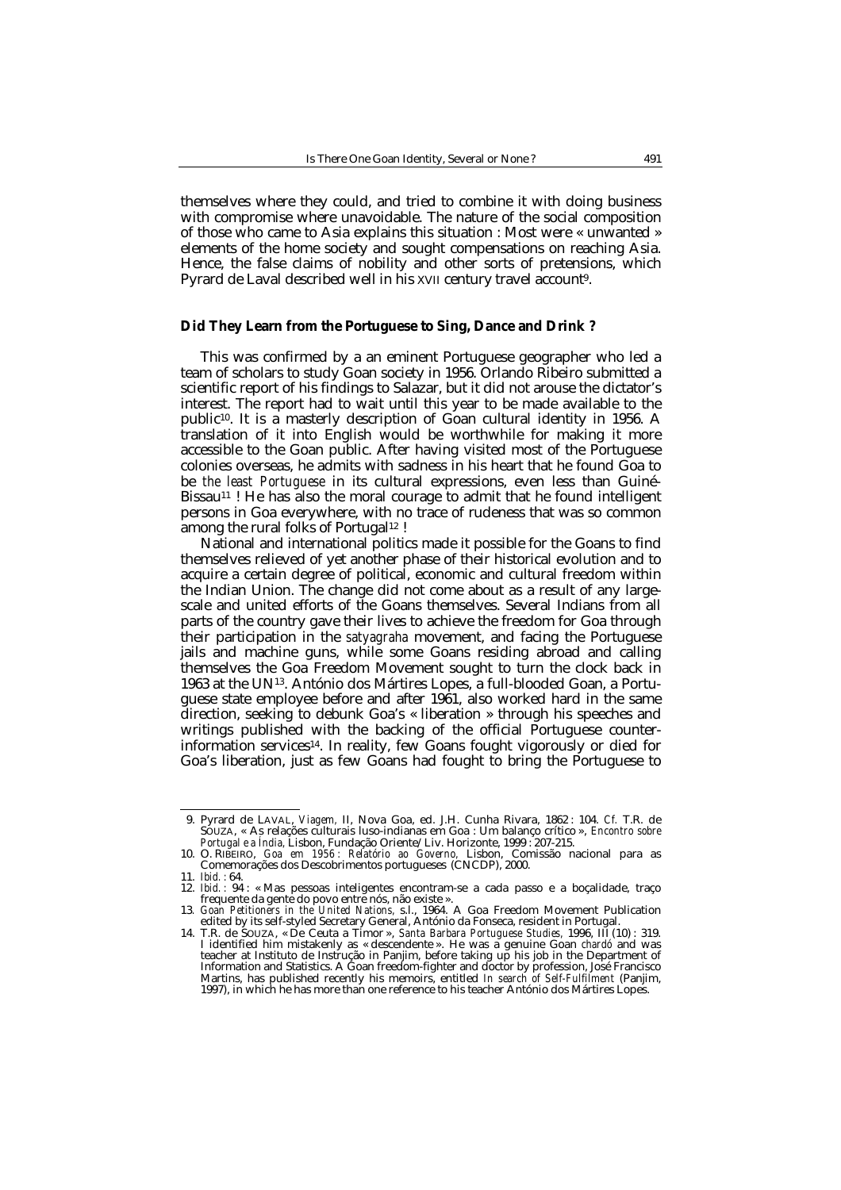themselves where they could, and tried to combine it with doing business with compromise where unavoidable. The nature of the social composition of those who came to Asia explains this situation : Most were « unwanted » elements of the home society and sought compensations on reaching Asia. Hence, the false claims of nobility and other sorts of pretensions, which Pyrard de Laval described well in his XVII century travel account[9].

### Did They Learn from the Portuguese to Sing, Dance and Drink ?

This was confirmed by a an eminent Portuguese geographer who led a team of scholars to study Goan society in 1956. Orlando Ribeiro submitted a scientific report of his findings to Salazar, but it did not arouse the dictator's interest. The report had to wait until this year to be made available to the public[10]. It is a masterly description of Goan cultural identity in 1956. A translation of it into English would be worthwhile for making it more accessible to the Goan public. After having visited most of the Portuguese colonies overseas, he admits with sadness in his heart that he found Goa to be *the least Portuguese* in its cultural expressions, even less than Guiné-Bissau[11] ! He has also the moral courage to admit that he found intelligent persons in Goa everywhere, with no trace of rudeness that was so common among the rural folks of Portugal[12] !

National and international politics made it possible for the Goans to find themselves relieved of yet another phase of their historical evolution and to acquire a certain degree of political, economic and cultural freedom within the Indian Union. The change did not come about as a result of any large-scale and united efforts of the Goans themselves. Several Indians from all parts of the country gave their lives to achieve the freedom for Goa through their participation in the *satyagraha* movement, and facing the Portuguese jails and machine guns, while some Goans residing abroad and calling themselves the Goa Freedom Movement sought to turn the clock back in 1963 at the UN[13]. António dos Mártires Lopes, a full-blooded Goan, a Portuguese state employee before and after 1961, also worked hard in the same direction, seeking to debunk Goa's « liberation » through his speeches and writings published with the backing of the official Portuguese counter-information services[14]. In reality, few Goans fought vigorously or died for Goa's liberation, just as few Goans had fought to bring the Portuguese to

---

9. Pyrard de LAVAL, *Viagem*, II, Nova Goa, ed. J.H. Cunha Rivara, 1862 : 104. *Cf.* T.R. de SOUZA, « As relações culturais luso-indianas em Goa : Um balanço crítico », *Encontro sobre Portugal e a Índia*, Lisbon, Fundação Oriente/Liv. Horizonte, 1999 : 207-215.

10. O. RIBEIRO, *Goa em 1956 : Relatório ao Governo*, Lisbon, Comissão nacional para as Comemorações dos Descobrimentos portugueses (CNCDP), 2000.

11. *Ibid.* : 64.

12. *Ibid.* : 94 : « Mas pessoas inteligentes encontram-se a cada passo e a boçalidade, traço frequente da gente do povo entre nós, não existe ».

13. *Goan Petitioners in the United Nations*, s.l., 1964. A Goa Freedom Movement Publication edited by its self-styled Secretary General, António da Fonseca, resident in Portugal.

14. T.R. de SOUZA, « De Ceuta a Timor », *Santa Barbara Portuguese Studies*, 1996, III (10) : 319. I identified him mistakenly as « descendente ». He was a genuine Goan *chardó* and was teacher at Instituto de Instrução in Panjim, before taking up his job in the Department of Information and Statistics. A Goan freedom-fighter and doctor by profession, José Francisco Martins, has published recently his memoirs, entitled *In search of Self-Fulfilment* (Panjim, 1997), in which he has more than one reference to his teacher António dos Mártires Lopes.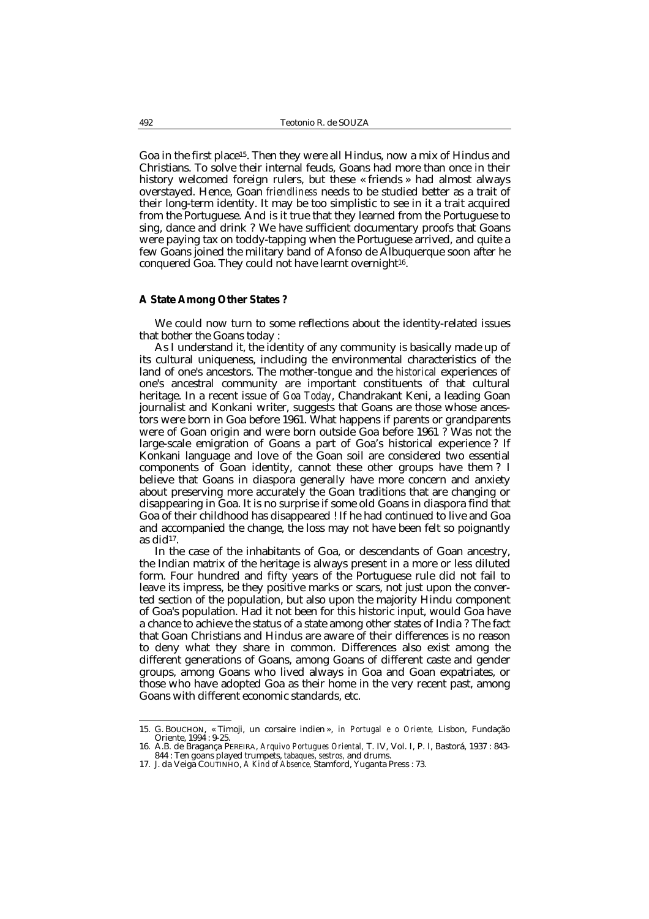Goa in the first place[15]. Then they were all Hindus, now a mix of Hindus and Christians. To solve their internal feuds, Goans had more than once in their history welcomed foreign rulers, but these « friends » had almost always overstayed. Hence, Goan *friendliness* needs to be studied better as a trait of their long-term identity. It may be too simplistic to see in it a trait acquired from the Portuguese. And is it true that they learned from the Portuguese to sing, dance and drink ? We have sufficient documentary proofs that Goans were paying tax on toddy-tapping when the Portuguese arrived, and quite a few Goans joined the military band of Afonso de Albuquerque soon after he conquered Goa. They could not have learnt overnight[16].

**A State Among Other States ?**

We could now turn to some reflections about the identity-related issues that bother the Goans today :

As I understand it, the identity of any community is basically made up of its cultural uniqueness, including the environmental characteristics of the land of one's ancestors. The mother-tongue and the *historical* experiences of one's ancestral community are important constituents of that cultural heritage. In a recent issue of *Goa Today*, Chandrakant Keni, a leading Goan journalist and Konkani writer, suggests that Goans are those whose ancestors were born in Goa before 1961. What happens if parents or grandparents were of Goan origin and were born outside Goa before 1961 ? Was not the large-scale emigration of Goans a part of Goa's historical experience ? If Konkani language and love of the Goan soil are considered two essential components of Goan identity, cannot these other groups have them ? I believe that Goans in diaspora generally have more concern and anxiety about preserving more accurately the Goan traditions that are changing or disappearing in Goa. It is no surprise if some old Goans in diaspora find that Goa of their childhood has disappeared ! If he had continued to live and Goa and accompanied the change, the loss may not have been felt so poignantly as did[17].

In the case of the inhabitants of Goa, or descendants of Goan ancestry, the Indian matrix of the heritage is always present in a more or less diluted form. Four hundred and fifty years of the Portuguese rule did not fail to leave its impress, be they positive marks or scars, not just upon the converted section of the population, but also upon the majority Hindu component of Goa's population. Had it not been for this historic input, would Goa have a chance to achieve the status of a state among other states of India ? The fact that Goan Christians and Hindus are aware of their differences is no reason to deny what they share in common. Differences also exist among the different generations of Goans, among Goans of different caste and gender groups, among Goans who lived always in Goa and Goan expatriates, or those who have adopted Goa as their home in the very recent past, among Goans with different economic standards, etc.

---

15. G. Bouchon, « Timoji, un corsaire indien », *in Portugal e o Oriente*, Lisbon, Fundação Oriente, 1994 : 9-25.
16. A.B. de Bragança Pereira, *Arquivo Portugues Oriental*, T. IV, Vol. I, P. I, Bastorá, 1937 : 843-844 : Ten goans played trumpets, *tabaques*, *sestros*, and drums.
17. J. da Veiga Coutinho, *A Kind of Absence*, Stamford, Yuganta Press : 73.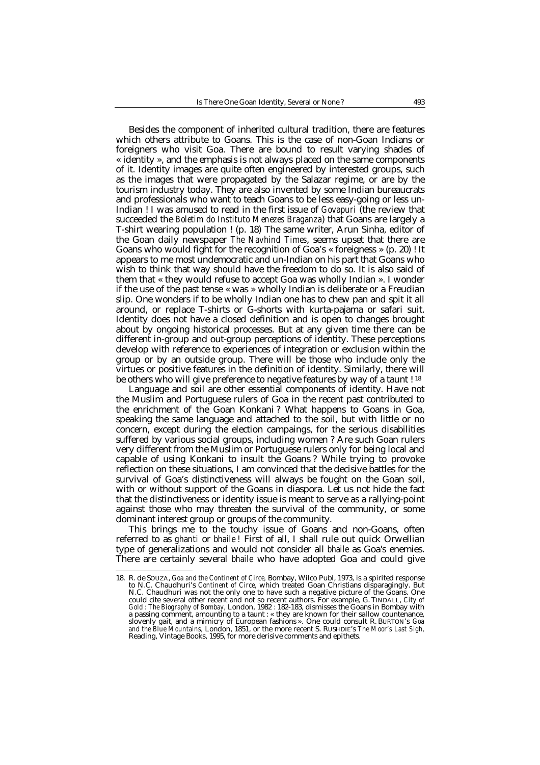Besides the component of inherited cultural tradition, there are features which others attribute to Goans. This is the case of non-Goan Indians or foreigners who visit Goa. There are bound to result varying shades of « identity », and the emphasis is not always placed on the same components of it. Identity images are quite often engineered by interested groups, such as the images that were propagated by the Salazar regime, or are by the tourism industry today. They are also invented by some Indian bureaucrats and professionals who want to teach Goans to be less easy-going or less un-Indian ! I was amused to read in the first issue of *Govapuri* (the review that succeeded the *Boletim do Instituto Menezes Braganza*) that Goans are largely a T-shirt wearing population ! (p. 18) The same writer, Arun Sinha, editor of the Goan daily newspaper *The Navhind Times*, seems upset that there are Goans who would fight for the recognition of Goa's « foreigness » (p. 20) ! It appears to me most undemocratic and un-Indian on his part that Goans who wish to think that way should have the freedom to do so. It is also said of them that « they would refuse to accept Goa was wholly Indian ». I wonder if the use of the past tense « was » wholly Indian is deliberate or a Freudian slip. One wonders if to be wholly Indian one has to chew pan and spit it all around, or replace T-shirts or G-shorts with kurta-pajama or safari suit. Identity does not have a closed definition and is open to changes brought about by ongoing historical processes. But at any given time there can be different in-group and out-group perceptions of identity. These perceptions develop with reference to experiences of integration or exclusion within the group or by an outside group. There will be those who include only the virtues or positive features in the definition of identity. Similarly, there will be others who will give preference to negative features by way of a taunt ! [18]

Language and soil are other essential components of identity. Have not the Muslim and Portuguese rulers of Goa in the recent past contributed to the enrichment of the Goan Konkani ? What happens to Goans in Goa, speaking the same language and attached to the soil, but with little or no concern, except during the election campaings, for the serious disabilities suffered by various social groups, including women ? Are such Goan rulers very different from the Muslim or Portuguese rulers only for being local and capable of using Konkani to insult the Goans ? While trying to provoke reflection on these situations, I am convinced that the decisive battles for the survival of Goa's distinctiveness will always be fought on the Goan soil, with or without support of the Goans in diaspora. Let us not hide the fact that the distinctiveness or identity issue is meant to serve as a rallying-point against those who may threaten the survival of the community, or some dominant interest group or groups of the community.

This brings me to the touchy issue of Goans and non-Goans, often referred to as *ghanti* or *bhaile* ! First of all, I shall rule out quick Orwellian type of generalizations and would not consider all *bhaile* as Goa's enemies. There are certainly several *bhaile* who have adopted Goa and could give

---

18. R. de SOUZA, *Goa and the Continent of Circe*, Bombay, Wilco Publ, 1973, is a spirited response to N.C. Chaudhuri's *Continent of Circe*, which treated Goan Christians disparagingly. But N.C. Chaudhuri was not the only one to have such a negative picture of the Goans. One could cite several other recent and not so recent authors. For example, G. TINDALL, *City of Gold : The Biography of Bombay*, London, 1982 : 182-183, dismisses the Goans in Bombay with a passing comment, amounting to a taunt : « they are known for their sallow countenance, slovenly gait, and a mimicry of European fashions ». One could consult R. BURTON's *Goa and the Blue Mountains*, London, 1851, or the more recent S. RUSHDIE's *The Moor's Last Sigh*, Reading, Vintage Books, 1995, for more derisive comments and epithets.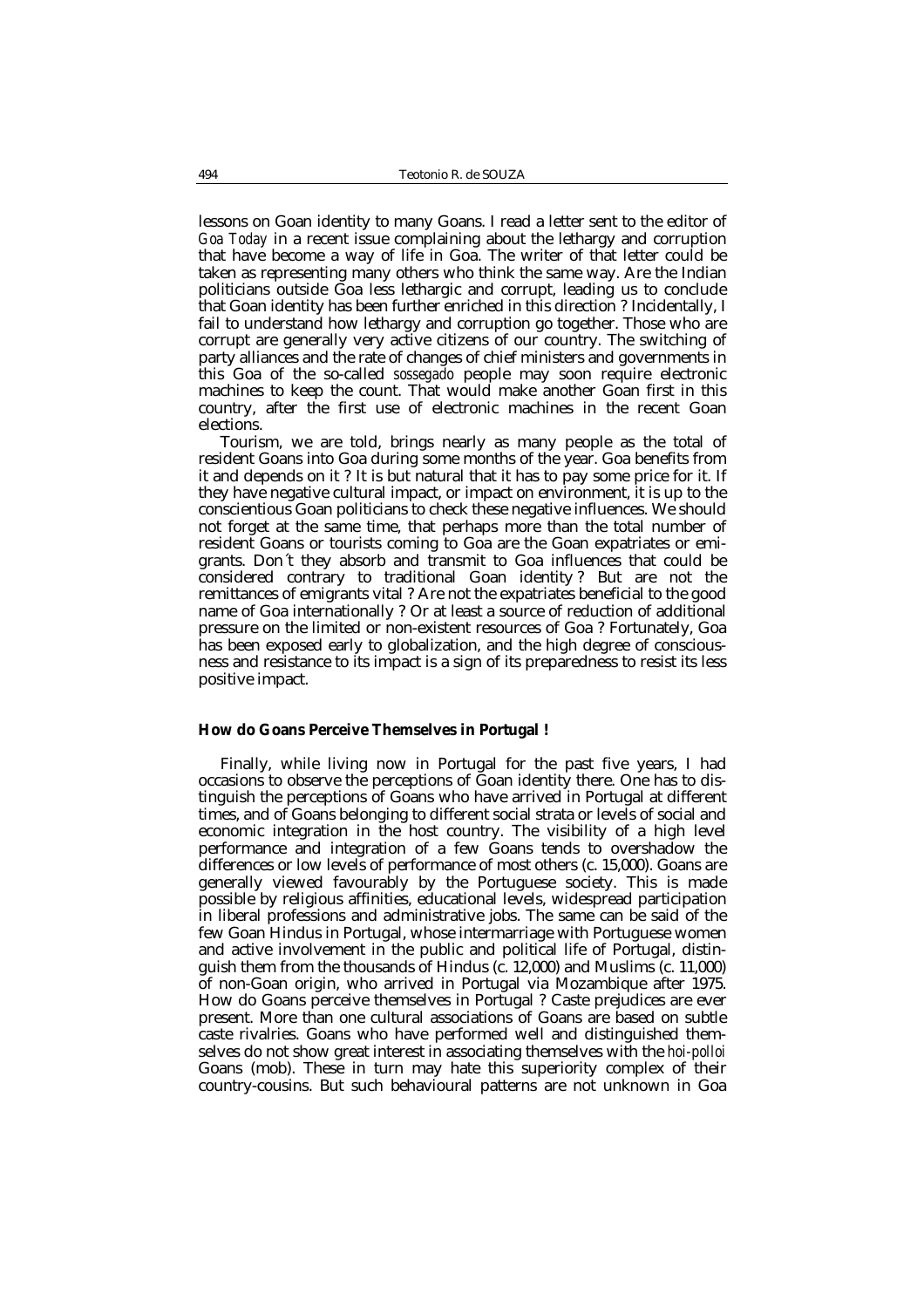lessons on Goan identity to many Goans. I read a letter sent to the editor of *Goa Today* in a recent issue complaining about the lethargy and corruption that have become a way of life in Goa. The writer of that letter could be taken as representing many others who think the same way. Are the Indian politicians outside Goa less lethargic and corrupt, leading us to conclude that Goan identity has been further enriched in this direction ? Incidentally, I fail to understand how lethargy and corruption go together. Those who are corrupt are generally very active citizens of our country. The switching of party alliances and the rate of changes of chief ministers and governments in this Goa of the so-called *sossegado* people may soon require electronic machines to keep the count. That would make another Goan first in this country, after the first use of electronic machines in the recent Goan elections.

Tourism, we are told, brings nearly as many people as the total of resident Goans into Goa during some months of the year. Goa benefits from it and depends on it ? It is but natural that it has to pay some price for it. If they have negative cultural impact, or impact on environment, it is up to the conscientious Goan politicians to check these negative influences. We should not forget at the same time, that perhaps more than the total number of resident Goans or tourists coming to Goa are the Goan expatriates or emigrants. Don´t they absorb and transmit to Goa influences that could be considered contrary to traditional Goan identity ? But are not the remittances of emigrants vital ? Are not the expatriates beneficial to the good name of Goa internationally ? Or at least a source of reduction of additional pressure on the limited or non-existent resources of Goa ? Fortunately, Goa has been exposed early to globalization, and the high degree of consciousness and resistance to its impact is a sign of its preparedness to resist its less positive impact.

**How do Goans Perceive Themselves in Portugal !**

Finally, while living now in Portugal for the past five years, I had occasions to observe the perceptions of Goan identity there. One has to distinguish the perceptions of Goans who have arrived in Portugal at different times, and of Goans belonging to different social strata or levels of social and economic integration in the host country. The visibility of a high level performance and integration of a few Goans tends to overshadow the differences or low levels of performance of most others (c. 15,000). Goans are generally viewed favourably by the Portuguese society. This is made possible by religious affinities, educational levels, widespread participation in liberal professions and administrative jobs. The same can be said of the few Goan Hindus in Portugal, whose intermarriage with Portuguese women and active involvement in the public and political life of Portugal, distinguish them from the thousands of Hindus (c. 12,000) and Muslims (c. 11,000) of non-Goan origin, who arrived in Portugal via Mozambique after 1975. How do Goans perceive themselves in Portugal ? Caste prejudices are ever present. More than one cultural associations of Goans are based on subtle caste rivalries. Goans who have performed well and distinguished themselves do not show great interest in associating themselves with the *hoi-polloi* Goans (mob). These in turn may hate this superiority complex of their country-cousins. But such behavioural patterns are not unknown in Goa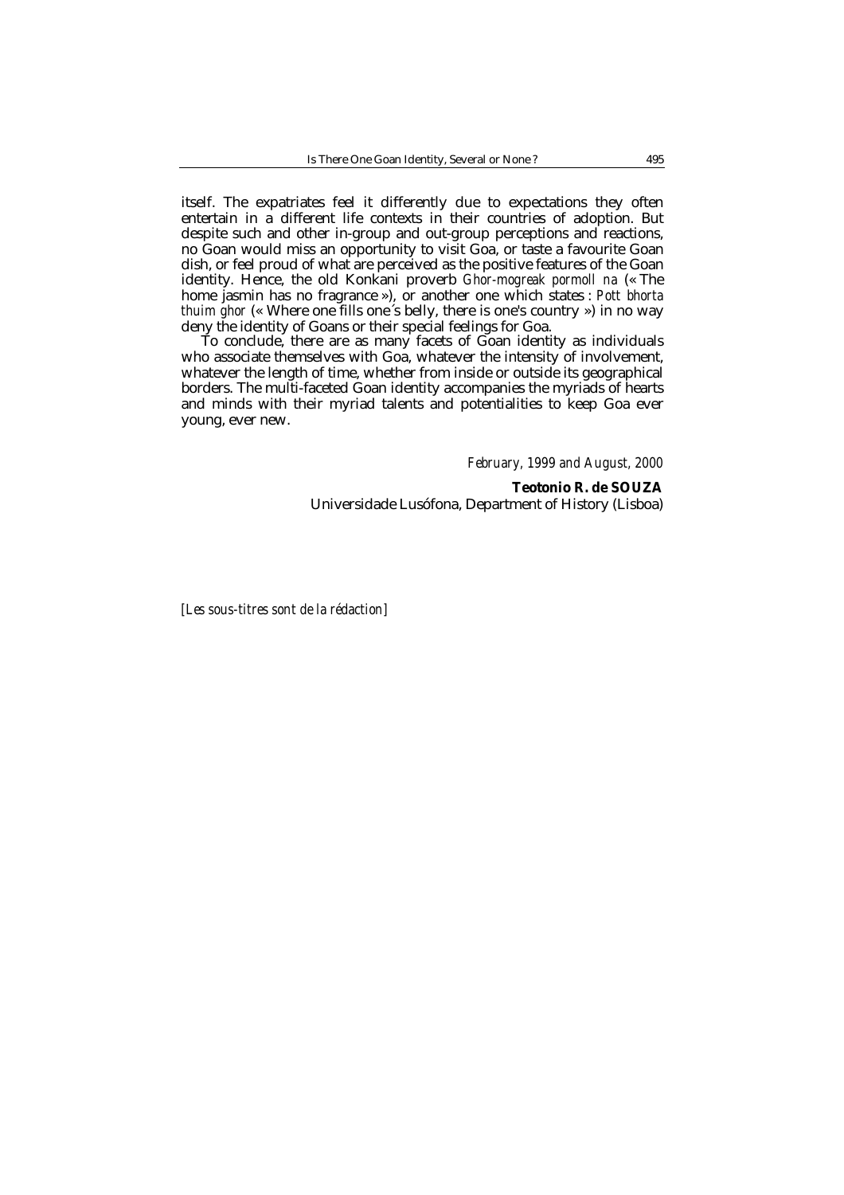itself. The expatriates feel it differently due to expectations they often entertain in a different life contexts in their countries of adoption. But despite such and other in-group and out-group perceptions and reactions, no Goan would miss an opportunity to visit Goa, or taste a favourite Goan dish, or feel proud of what are perceived as the positive features of the Goan identity. Hence, the old Konkani proverb *Ghor-mogreak pormoll na* (« The home jasmin has no fragrance »), or another one which states : *Pott bhorta thuim ghor* (« Where one fills one´s belly, there is one's country ») in no way deny the identity of Goans or their special feelings for Goa.

To conclude, there are as many facets of Goan identity as individuals who associate themselves with Goa, whatever the intensity of involvement, whatever the length of time, whether from inside or outside its geographical borders. The multi-faceted Goan identity accompanies the myriads of hearts and minds with their myriad talents and potentialities to keep Goa ever young, ever new.

*February, 1999 and August, 2000*

**Teotonio R. de SOUZA**
Universidade Lusófona, Department of History (Lisboa)

*[Les sous-titres sont de la rédaction]*